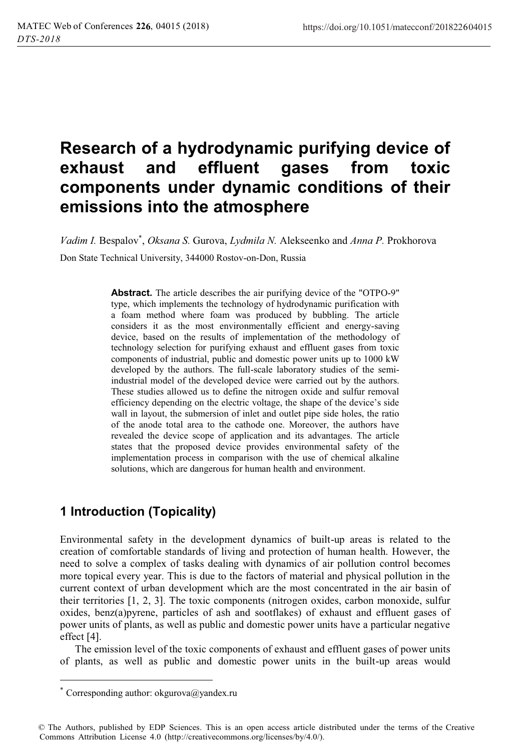# Research of a hydrodynamic purifying device of exhaust and effluent gases from toxic components under dynamic conditions of their emissions into the atmosphere

*Vadim I.* Bespalov[*], *Oksana S.* Gurova, *Lydmila N.* Alekseenko and *Anna P.* Prokhorova

Don State Technical University, 344000 Rostov-on-Don, Russia

**Abstract.** The article describes the air purifying device of the "OTPO-9" type, which implements the technology of hydrodynamic purification with a foam method where foam was produced by bubbling. The article considers it as the most environmentally efficient and energy-saving device, based on the results of implementation of the methodology of technology selection for purifying exhaust and effluent gases from toxic components of industrial, public and domestic power units up to 1000 kW developed by the authors. The full-scale laboratory studies of the semi-industrial model of the developed device were carried out by the authors. These studies allowed us to define the nitrogen oxide and sulfur removal efficiency depending on the electric voltage, the shape of the device's side wall in layout, the submersion of inlet and outlet pipe side holes, the ratio of the anode total area to the cathode one. Moreover, the authors have revealed the device scope of application and its advantages. The article states that the proposed device provides environmental safety of the implementation process in comparison with the use of chemical alkaline solutions, which are dangerous for human health and environment.

## 1 Introduction (Topicality)

Environmental safety in the development dynamics of built-up areas is related to the creation of comfortable standards of living and protection of human health. However, the need to solve a complex of tasks dealing with dynamics of air pollution control becomes more topical every year. This is due to the factors of material and physical pollution in the current context of urban development which are the most concentrated in the air basin of their territories [1, 2, 3]. The toxic components (nitrogen oxides, carbon monoxide, sulfur oxides, benz(a)pyrene, particles of ash and sootflakes) of exhaust and effluent gases of power units of plants, as well as public and domestic power units have a particular negative effect [4].

The emission level of the toxic components of exhaust and effluent gases of power units of plants, as well as public and domestic power units in the built-up areas would

[*] Corresponding author: okgurova@yandex.ru

© The Authors, published by EDP Sciences. This is an open access article distributed under the terms of the Creative Commons Attribution License 4.0 (http://creativecommons.org/licenses/by/4.0/).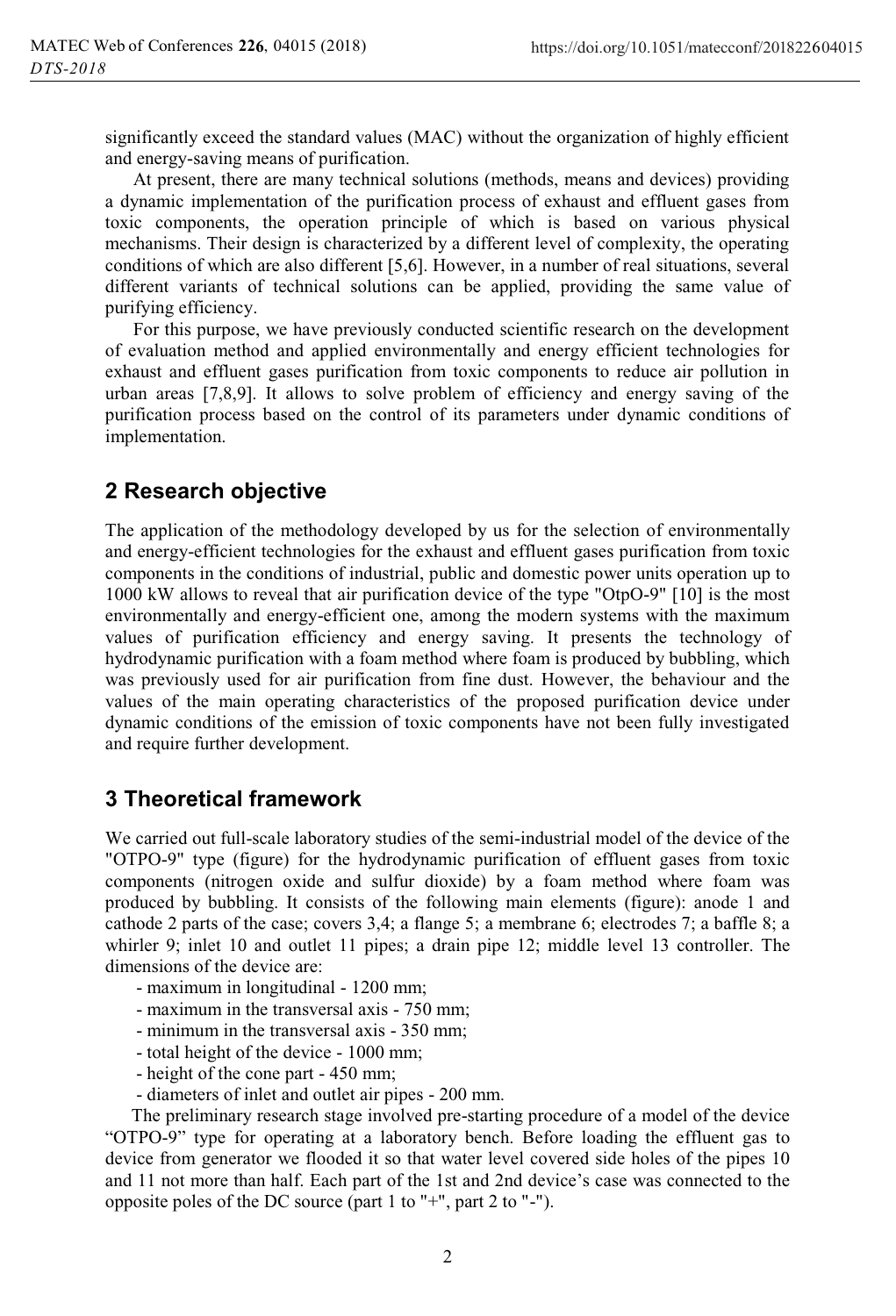significantly exceed the standard values (MAC) without the organization of highly efficient and energy-saving means of purification.

At present, there are many technical solutions (methods, means and devices) providing a dynamic implementation of the purification process of exhaust and effluent gases from toxic components, the operation principle of which is based on various physical mechanisms. Their design is characterized by a different level of complexity, the operating conditions of which are also different [5,6]. However, in a number of real situations, several different variants of technical solutions can be applied, providing the same value of purifying efficiency.

For this purpose, we have previously conducted scientific research on the development of evaluation method and applied environmentally and energy efficient technologies for exhaust and effluent gases purification from toxic components to reduce air pollution in urban areas [7,8,9]. It allows to solve problem of efficiency and energy saving of the purification process based on the control of its parameters under dynamic conditions of implementation.

## 2 Research objective

The application of the methodology developed by us for the selection of environmentally and energy-efficient technologies for the exhaust and effluent gases purification from toxic components in the conditions of industrial, public and domestic power units operation up to 1000 kW allows to reveal that air purification device of the type "OtpO-9" [10] is the most environmentally and energy-efficient one, among the modern systems with the maximum values of purification efficiency and energy saving. It presents the technology of hydrodynamic purification with a foam method where foam is produced by bubbling, which was previously used for air purification from fine dust. However, the behaviour and the values of the main operating characteristics of the proposed purification device under dynamic conditions of the emission of toxic components have not been fully investigated and require further development.

## 3 Theoretical framework

We carried out full-scale laboratory studies of the semi-industrial model of the device of the "OTPO-9" type (figure) for the hydrodynamic purification of effluent gases from toxic components (nitrogen oxide and sulfur dioxide) by a foam method where foam was produced by bubbling. It consists of the following main elements (figure): anode 1 and cathode 2 parts of the case; covers 3,4; a flange 5; a membrane 6; electrodes 7; a baffle 8; a whirler 9; inlet 10 and outlet 11 pipes; a drain pipe 12; middle level 13 controller. The dimensions of the device are:

- maximum in longitudinal - 1200 mm;
- maximum in the transversal axis - 750 mm;
- minimum in the transversal axis - 350 mm;
- total height of the device - 1000 mm;
- height of the cone part - 450 mm;
- diameters of inlet and outlet air pipes - 200 mm.

The preliminary research stage involved pre-starting procedure of a model of the device "OTPO-9" type for operating at a laboratory bench. Before loading the effluent gas to device from generator we flooded it so that water level covered side holes of the pipes 10 and 11 not more than half. Each part of the 1st and 2nd device's case was connected to the opposite poles of the DC source (part 1 to "+", part 2 to "-").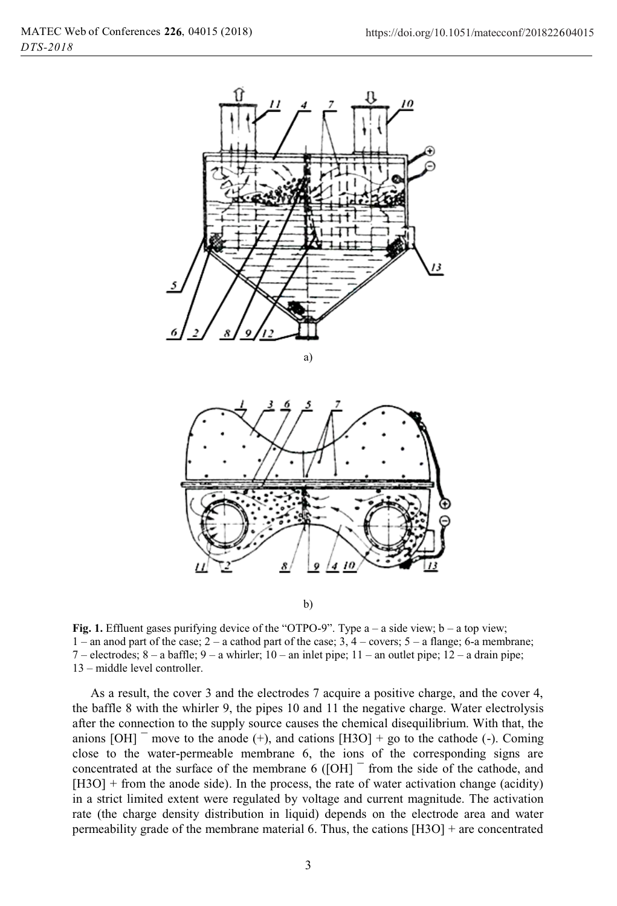a)

b)

**Fig. 1.** Effluent gases purifying device of the "OTPO-9". Type a – a side view; b – a top view; 1 – an anod part of the case; 2 – a cathod part of the case; 3, 4 – covers; 5 – a flange; 6-a membrane; 7 – electrodes; 8 – a baffle; 9 – a whirler; 10 – an inlet pipe; 11 – an outlet pipe; 12 – a drain pipe; 13 – middle level controller.

As a result, the cover 3 and the electrodes 7 acquire a positive charge, and the cover 4, the baffle 8 with the whirler 9, the pipes 10 and 11 the negative charge. Water electrolysis after the connection to the supply source causes the chemical disequilibrium. With that, the anions $[OH]^-$ move to the anode (+), and cations $[H3O]^+$ go to the cathode (-). Coming close to the water-permeable membrane 6, the ions of the corresponding signs are concentrated at the surface of the membrane 6 ($[OH]^-$ from the side of the cathode, and $[H3O]^+$ from the anode side). In the process, the rate of water activation change (acidity) in a strict limited extent were regulated by voltage and current magnitude. The activation rate (the charge density distribution in liquid) depends on the electrode area and water permeability grade of the membrane material 6. Thus, the cations $[H3O]^+$ are concentrated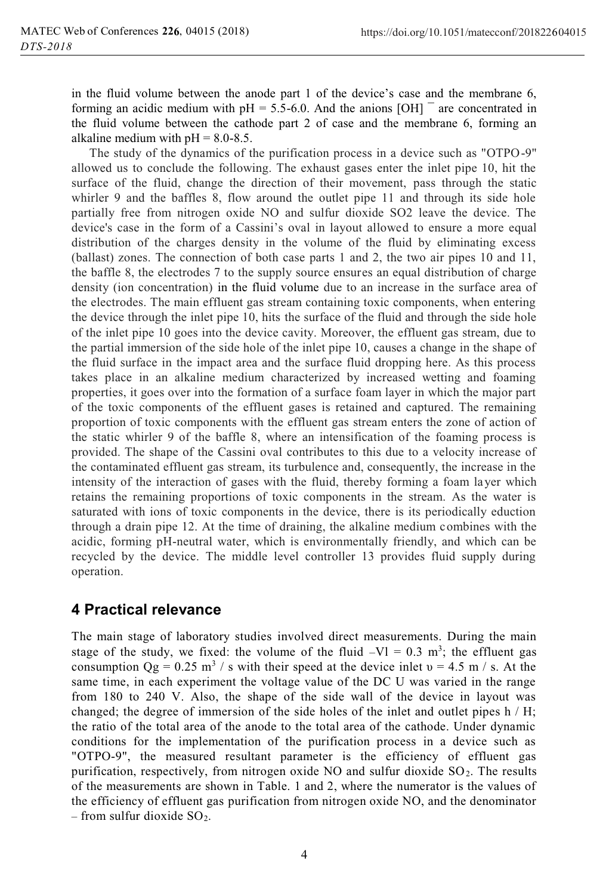in the fluid volume between the anode part 1 of the device's case and the membrane 6, forming an acidic medium with pH = 5.5-6.0. And the anions $[OH]^-$ are concentrated in the fluid volume between the cathode part 2 of case and the membrane 6, forming an alkaline medium with pH = 8.0-8.5.

The study of the dynamics of the purification process in a device such as "OTPO-9" allowed us to conclude the following. The exhaust gases enter the inlet pipe 10, hit the surface of the fluid, change the direction of their movement, pass through the static whirler 9 and the baffles 8, flow around the outlet pipe 11 and through its side hole partially free from nitrogen oxide NO and sulfur dioxide SO2 leave the device. The device's case in the form of a Cassini's oval in layout allowed to ensure a more equal distribution of the charges density in the volume of the fluid by eliminating excess (ballast) zones. The connection of both case parts 1 and 2, the two air pipes 10 and 11, the baffle 8, the electrodes 7 to the supply source ensures an equal distribution of charge density (ion concentration) in the fluid volume due to an increase in the surface area of the electrodes. The main effluent gas stream containing toxic components, when entering the device through the inlet pipe 10, hits the surface of the fluid and through the side hole of the inlet pipe 10 goes into the device cavity. Moreover, the effluent gas stream, due to the partial immersion of the side hole of the inlet pipe 10, causes a change in the shape of the fluid surface in the impact area and the surface fluid dropping here. As this process takes place in an alkaline medium characterized by increased wetting and foaming properties, it goes over into the formation of a surface foam layer in which the major part of the toxic components of the effluent gases is retained and captured. The remaining proportion of toxic components with the effluent gas stream enters the zone of action of the static whirler 9 of the baffle 8, where an intensification of the foaming process is provided. The shape of the Cassini oval contributes to this due to a velocity increase of the contaminated effluent gas stream, its turbulence and, consequently, the increase in the intensity of the interaction of gases with the fluid, thereby forming a foam layer which retains the remaining proportions of toxic components in the stream. As the water is saturated with ions of toxic components in the device, there is its periodically eduction through a drain pipe 12. At the time of draining, the alkaline medium combines with the acidic, forming pH-neutral water, which is environmentally friendly, and which can be recycled by the device. The middle level controller 13 provides fluid supply during operation.

## 4 Practical relevance

The main stage of laboratory studies involved direct measurements. During the main stage of the study, we fixed: the volume of the fluid $-Vl = 0.3$ m$^3$; the effluent gas consumption $Qg = 0.25$ m$^3$ / s with their speed at the device inlet $\upsilon = 4.5$ m / s. At the same time, in each experiment the voltage value of the DC U was varied in the range from 180 to 240 V. Also, the shape of the side wall of the device in layout was changed; the degree of immersion of the side holes of the inlet and outlet pipes h / H; the ratio of the total area of the anode to the total area of the cathode. Under dynamic conditions for the implementation of the purification process in a device such as "OTPO-9", the measured resultant parameter is the efficiency of effluent gas purification, respectively, from nitrogen oxide NO and sulfur dioxide $SO_2$. The results of the measurements are shown in Table. 1 and 2, where the numerator is the values of the efficiency of effluent gas purification from nitrogen oxide NO, and the denominator – from sulfur dioxide $SO_2$.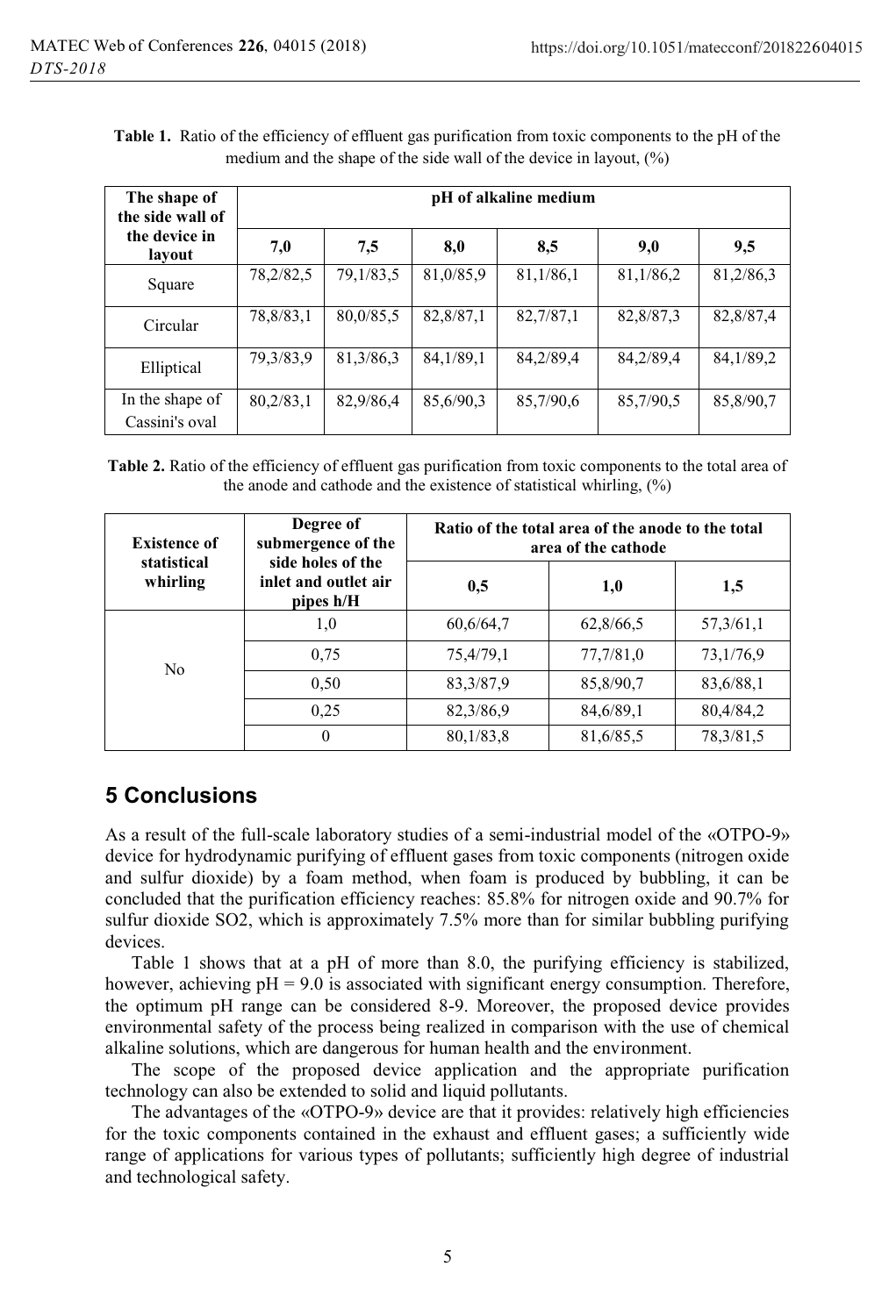**Table 1.** Ratio of the efficiency of effluent gas purification from toxic components to the pH of the medium and the shape of the side wall of the device in layout, (%)

| The shape of the side wall of the device in layout | pH of alkaline medium | | | | | |
|---|---|---|---|---|---|---|
| | 7,0 | 7,5 | 8,0 | 8,5 | 9,0 | 9,5 |
| Square | 78,2/82,5 | 79,1/83,5 | 81,0/85,9 | 81,1/86,1 | 81,1/86,2 | 81,2/86,3 |
| Circular | 78,8/83,1 | 80,0/85,5 | 82,8/87,1 | 82,7/87,1 | 82,8/87,3 | 82,8/87,4 |
| Elliptical | 79,3/83,9 | 81,3/86,3 | 84,1/89,1 | 84,2/89,4 | 84,2/89,4 | 84,1/89,2 |
| In the shape of Cassini's oval | 80,2/83,1 | 82,9/86,4 | 85,6/90,3 | 85,7/90,6 | 85,7/90,5 | 85,8/90,7 |

**Table 2.** Ratio of the efficiency of effluent gas purification from toxic components to the total area of the anode and cathode and the existence of statistical whirling, (%)

| Existence of statistical whirling | Degree of submergence of the side holes of the inlet and outlet air pipes h/H | Ratio of the total area of the anode to the total area of the cathode | | |
|---|---|---|---|---|
| | | 0,5 | 1,0 | 1,5 |
| No | 1,0 | 60,6/64,7 | 62,8/66,5 | 57,3/61,1 |
| | 0,75 | 75,4/79,1 | 77,7/81,0 | 73,1/76,9 |
| | 0,50 | 83,3/87,9 | 85,8/90,7 | 83,6/88,1 |
| | 0,25 | 82,3/86,9 | 84,6/89,1 | 80,4/84,2 |
| | 0 | 80,1/83,8 | 81,6/85,5 | 78,3/81,5 |

# 5 Conclusions

As a result of the full-scale laboratory studies of a semi-industrial model of the «OTPO-9» device for hydrodynamic purifying of effluent gases from toxic components (nitrogen oxide and sulfur dioxide) by a foam method, when foam is produced by bubbling, it can be concluded that the purification efficiency reaches: 85.8% for nitrogen oxide and 90.7% for sulfur dioxide $SO_2$, which is approximately 7.5% more than for similar bubbling purifying devices.

Table 1 shows that at a pH of more than 8.0, the purifying efficiency is stabilized, however, achieving pH = 9.0 is associated with significant energy consumption. Therefore, the optimum pH range can be considered 8-9. Moreover, the proposed device provides environmental safety of the process being realized in comparison with the use of chemical alkaline solutions, which are dangerous for human health and the environment.

The scope of the proposed device application and the appropriate purification technology can also be extended to solid and liquid pollutants.

The advantages of the «OTPO-9» device are that it provides: relatively high efficiencies for the toxic components contained in the exhaust and effluent gases; a sufficiently wide range of applications for various types of pollutants; sufficiently high degree of industrial and technological safety.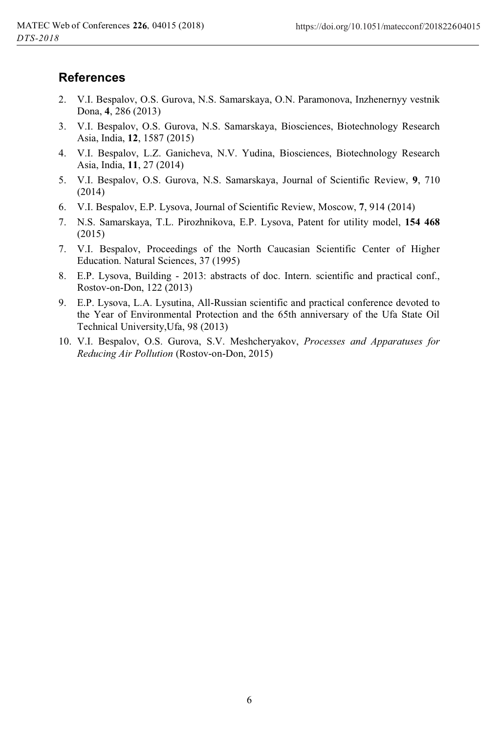## References

2. V.I. Bespalov, O.S. Gurova, N.S. Samarskaya, O.N. Paramonova, Inzhenernyy vestnik Dona, **4**, 286 (2013)
3. V.I. Bespalov, O.S. Gurova, N.S. Samarskaya, Biosciences, Biotechnology Research Asia, India, **12**, 1587 (2015)
4. V.I. Bespalov, L.Z. Ganicheva, N.V. Yudina, Biosciences, Biotechnology Research Asia, India, **11**, 27 (2014)
5. V.I. Bespalov, O.S. Gurova, N.S. Samarskaya, Journal of Scientific Review, **9**, 710 (2014)
6. V.I. Bespalov, E.P. Lysova, Journal of Scientific Review, Moscow, **7**, 914 (2014)
7. N.S. Samarskaya, T.L. Pirozhnikova, E.P. Lysova, Patent for utility model, **154 468** (2015)
7. V.I. Bespalov, Proceedings of the North Caucasian Scientific Center of Higher Education. Natural Sciences, 37 (1995)
8. E.P. Lysova, Building - 2013: abstracts of doc. Intern. scientific and practical conf., Rostov-on-Don, 122 (2013)
9. E.P. Lysova, L.A. Lysutina, All-Russian scientific and practical conference devoted to the Year of Environmental Protection and the 65th anniversary of the Ufa State Oil Technical University,Ufa, 98 (2013)
10. V.I. Bespalov, O.S. Gurova, S.V. Meshcheryakov, *Processes and Apparatuses for Reducing Air Pollution* (Rostov-on-Don, 2015)